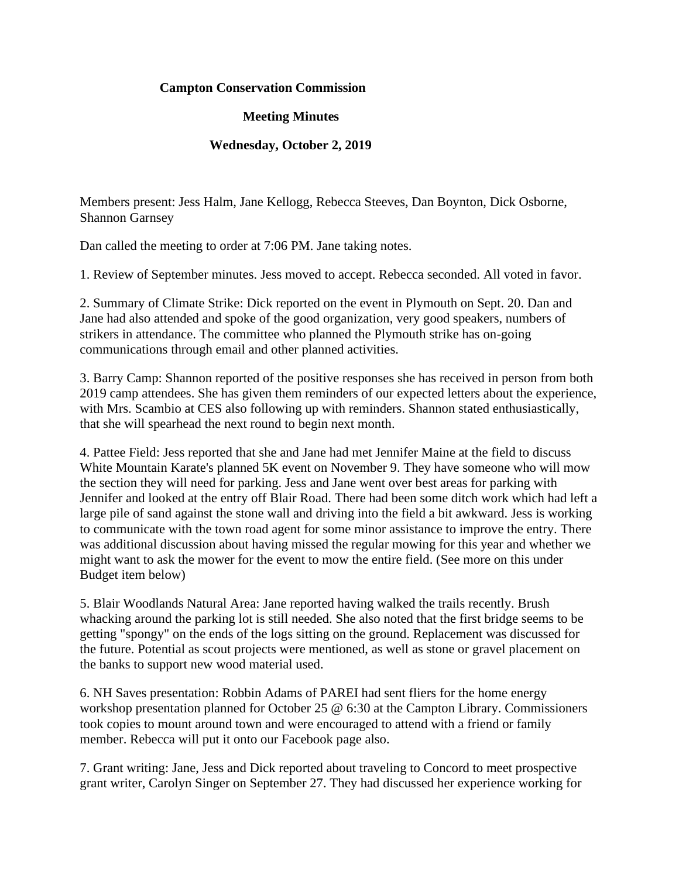**Campton Conservation Commission**

**Meeting Minutes**

**Wednesday, October 2, 2019**

Members present: Jess Halm, Jane Kellogg, Rebecca Steeves, Dan Boynton, Dick Osborne, Shannon Garnsey

Dan called the meeting to order at 7:06 PM. Jane taking notes.

1. Review of September minutes. Jess moved to accept. Rebecca seconded. All voted in favor.

2. Summary of Climate Strike: Dick reported on the event in Plymouth on Sept. 20. Dan and Jane had also attended and spoke of the good organization, very good speakers, numbers of strikers in attendance. The committee who planned the Plymouth strike has on-going communications through email and other planned activities.

3. Barry Camp: Shannon reported of the positive responses she has received in person from both 2019 camp attendees. She has given them reminders of our expected letters about the experience, with Mrs. Scambio at CES also following up with reminders. Shannon stated enthusiastically, that she will spearhead the next round to begin next month.

4. Pattee Field: Jess reported that she and Jane had met Jennifer Maine at the field to discuss White Mountain Karate's planned 5K event on November 9. They have someone who will mow the section they will need for parking. Jess and Jane went over best areas for parking with Jennifer and looked at the entry off Blair Road. There had been some ditch work which had left a large pile of sand against the stone wall and driving into the field a bit awkward. Jess is working to communicate with the town road agent for some minor assistance to improve the entry. There was additional discussion about having missed the regular mowing for this year and whether we might want to ask the mower for the event to mow the entire field. (See more on this under Budget item below)

5. Blair Woodlands Natural Area: Jane reported having walked the trails recently. Brush whacking around the parking lot is still needed. She also noted that the first bridge seems to be getting "spongy" on the ends of the logs sitting on the ground. Replacement was discussed for the future. Potential as scout projects were mentioned, as well as stone or gravel placement on the banks to support new wood material used.

6. NH Saves presentation: Robbin Adams of PAREI had sent fliers for the home energy workshop presentation planned for October 25 @ 6:30 at the Campton Library. Commissioners took copies to mount around town and were encouraged to attend with a friend or family member. Rebecca will put it onto our Facebook page also.

7. Grant writing: Jane, Jess and Dick reported about traveling to Concord to meet prospective grant writer, Carolyn Singer on September 27. They had discussed her experience working for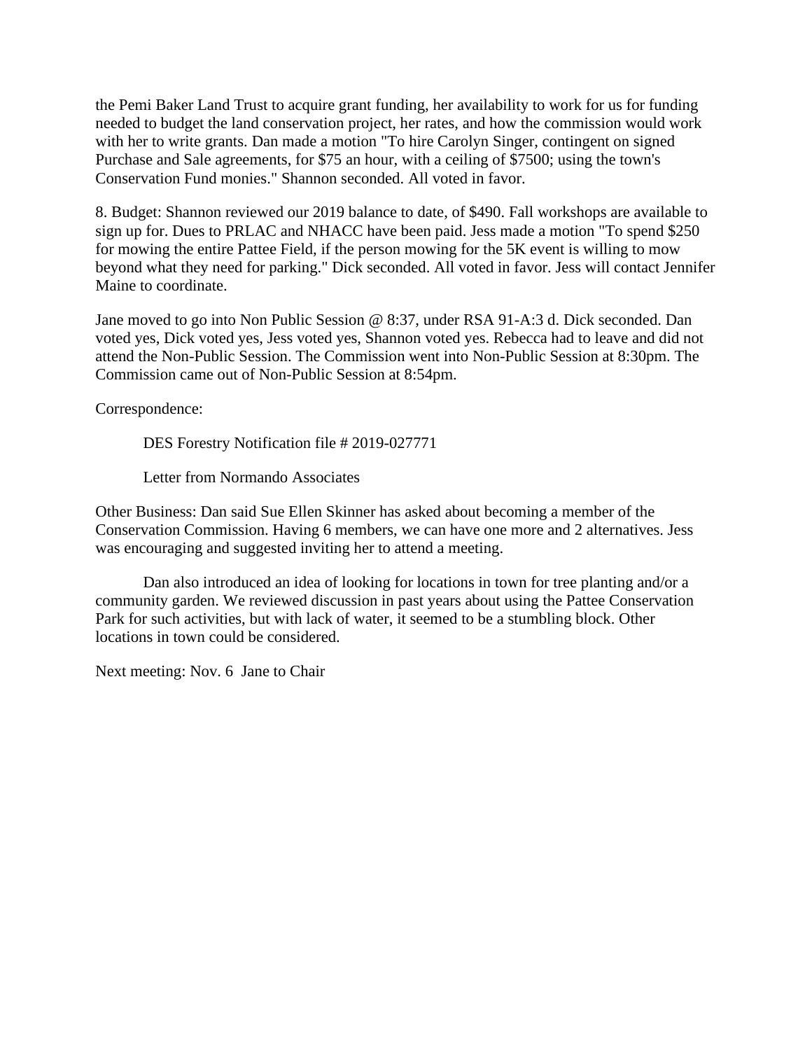the Pemi Baker Land Trust to acquire grant funding, her availability to work for us for funding needed to budget the land conservation project, her rates, and how the commission would work with her to write grants. Dan made a motion "To hire Carolyn Singer, contingent on signed Purchase and Sale agreements, for $75 an hour, with a ceiling of $7500; using the town's Conservation Fund monies." Shannon seconded. All voted in favor.

8. Budget: Shannon reviewed our 2019 balance to date, of $490. Fall workshops are available to sign up for. Dues to PRLAC and NHACC have been paid. Jess made a motion "To spend $250 for mowing the entire Pattee Field, if the person mowing for the 5K event is willing to mow beyond what they need for parking." Dick seconded. All voted in favor. Jess will contact Jennifer Maine to coordinate.

Jane moved to go into Non Public Session @ 8:37, under RSA 91-A:3 d. Dick seconded. Dan voted yes, Dick voted yes, Jess voted yes, Shannon voted yes. Rebecca had to leave and did not attend the Non-Public Session. The Commission went into Non-Public Session at 8:30pm. The Commission came out of Non-Public Session at 8:54pm.

Correspondence:

DES Forestry Notification file # 2019-027771

Letter from Normando Associates

Other Business: Dan said Sue Ellen Skinner has asked about becoming a member of the Conservation Commission. Having 6 members, we can have one more and 2 alternatives. Jess was encouraging and suggested inviting her to attend a meeting.

Dan also introduced an idea of looking for locations in town for tree planting and/or a community garden. We reviewed discussion in past years about using the Pattee Conservation Park for such activities, but with lack of water, it seemed to be a stumbling block. Other locations in town could be considered.

Next meeting: Nov. 6 Jane to Chair